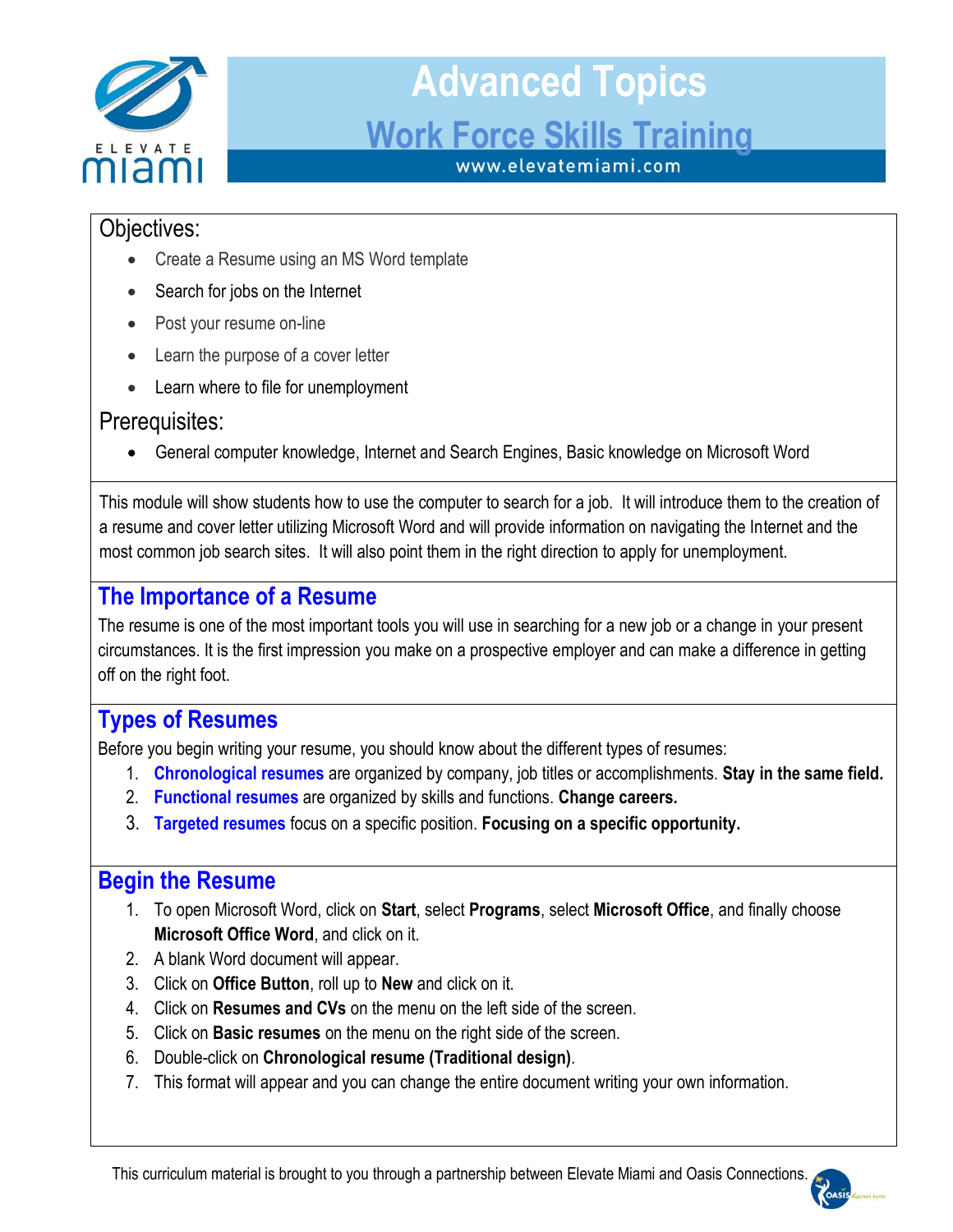# Advanced Topics

## Work Force Skills Training

www.elevatemiami.com

### Objectives:

- Create a Resume using an MS Word template
- Search for jobs on the Internet
- Post your resume on-line
- Learn the purpose of a cover letter
- Learn where to file for unemployment

### Prerequisites:

- General computer knowledge, Internet and Search Engines, Basic knowledge on Microsoft Word

This module will show students how to use the computer to search for a job. It will introduce them to the creation of a resume and cover letter utilizing Microsoft Word and will provide information on navigating the Internet and the most common job search sites. It will also point them in the right direction to apply for unemployment.

## The Importance of a Resume

The resume is one of the most important tools you will use in searching for a new job or a change in your present circumstances. It is the first impression you make on a prospective employer and can make a difference in getting off on the right foot.

## Types of Resumes

Before you begin writing your resume, you should know about the different types of resumes:

1. **Chronological resumes** are organized by company, job titles or accomplishments. **Stay in the same field.**
2. **Functional resumes** are organized by skills and functions. **Change careers.**
3. **Targeted resumes** focus on a specific position. **Focusing on a specific opportunity.**

## Begin the Resume

1. To open Microsoft Word, click on **Start**, select **Programs**, select **Microsoft Office**, and finally choose **Microsoft Office Word**, and click on it.
2. A blank Word document will appear.
3. Click on **Office Button**, roll up to **New** and click on it.
4. Click on **Resumes and CVs** on the menu on the left side of the screen.
5. Click on **Basic resumes** on the menu on the right side of the screen.
6. Double-click on **Chronological resume (Traditional design)**.
7. This format will appear and you can change the entire document writing your own information.

This curriculum material is brought to you through a partnership between Elevate Miami and Oasis Connections.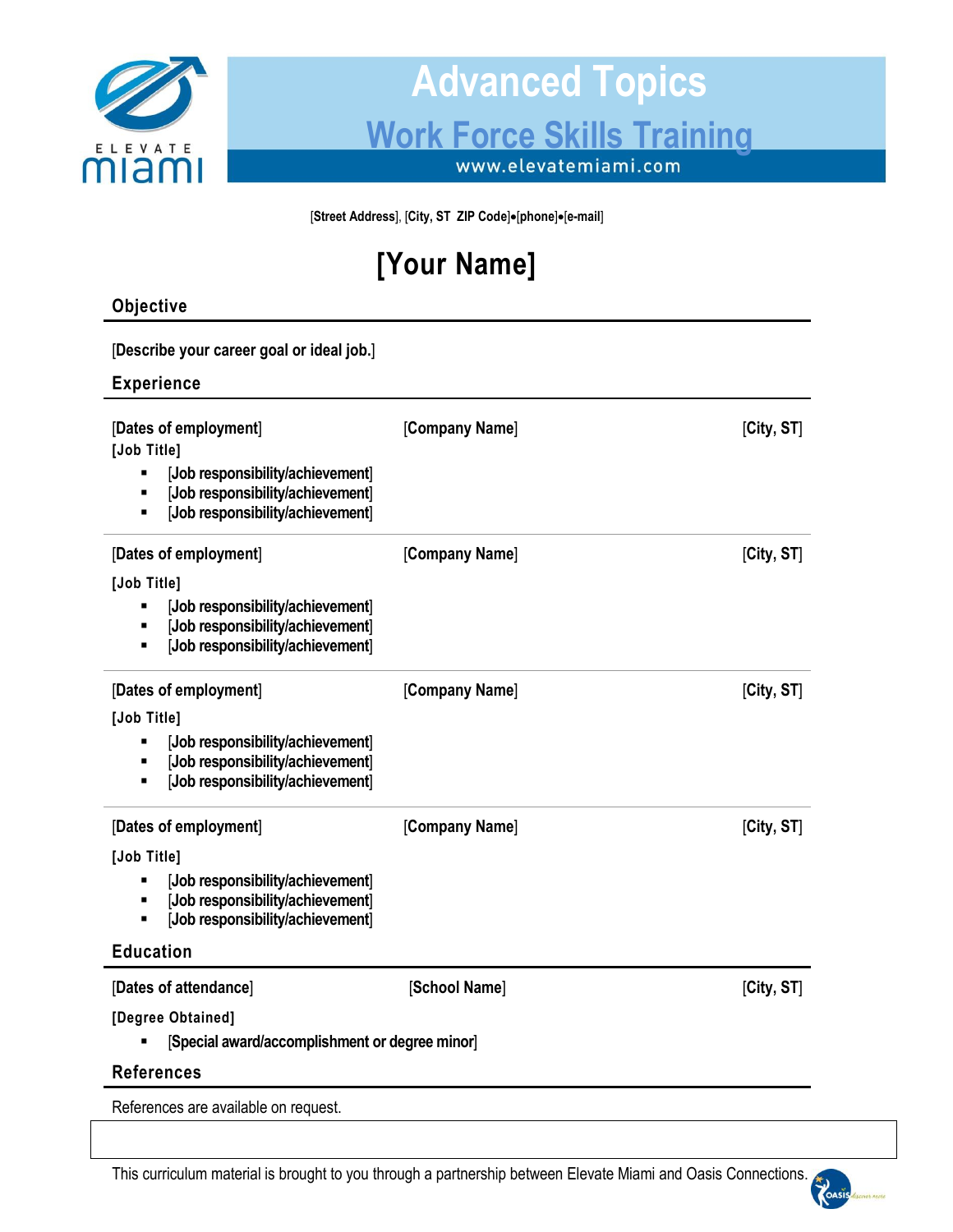# Advanced Topics

## Work Force Skills Training

www.elevatemiami.com

[Street Address], [City, ST ZIP Code]•[phone]•[e-mail]

# [Your Name]

## Objective

[Describe your career goal or ideal job.]

## Experience

[Dates of employment] [Company Name] [City, ST]

[Job Title]

- [Job responsibility/achievement]
- [Job responsibility/achievement]
- [Job responsibility/achievement]

[Dates of employment] [Company Name] [City, ST]

[Job Title]

- [Job responsibility/achievement]
- [Job responsibility/achievement]
- [Job responsibility/achievement]

[Dates of employment] [Company Name] [City, ST]

[Job Title]

- [Job responsibility/achievement]
- [Job responsibility/achievement]
- [Job responsibility/achievement]

[Dates of employment] [Company Name] [City, ST]

[Job Title]

- [Job responsibility/achievement]
- [Job responsibility/achievement]
- [Job responsibility/achievement]

## Education

[Dates of attendance] [School Name] [City, ST]

[Degree Obtained]

- [Special award/accomplishment or degree minor]

## References

References are available on request.

This curriculum material is brought to you through a partnership between Elevate Miami and Oasis Connections.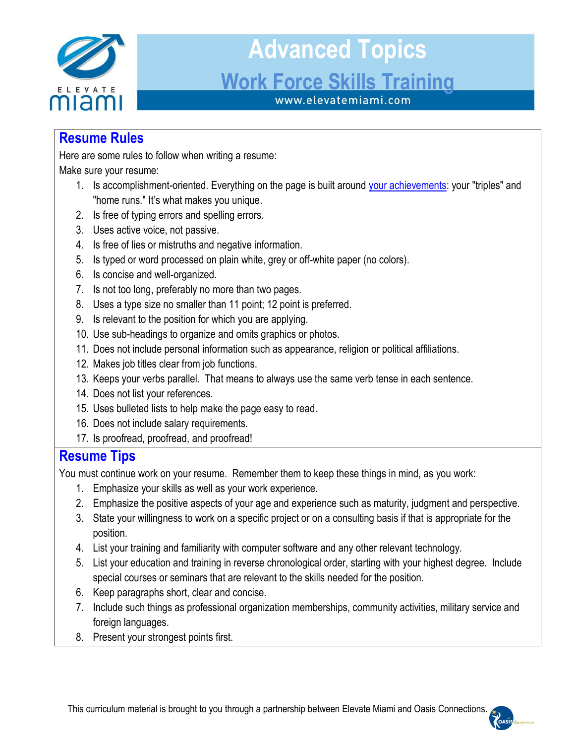# Advanced Topics

## Work Force Skills Training

www.elevatemiami.com

## Resume Rules

Here are some rules to follow when writing a resume:

Make sure your resume:

1. Is accomplishment-oriented. Everything on the page is built around your achievements: your "triples" and "home runs." It's what makes you unique.
2. Is free of typing errors and spelling errors.
3. Uses active voice, not passive.
4. Is free of lies or mistruths and negative information.
5. Is typed or word processed on plain white, grey or off-white paper (no colors).
6. Is concise and well-organized.
7. Is not too long, preferably no more than two pages.
8. Uses a type size no smaller than 11 point; 12 point is preferred.
9. Is relevant to the position for which you are applying.
10. Use sub-headings to organize and omits graphics or photos.
11. Does not include personal information such as appearance, religion or political affiliations.
12. Makes job titles clear from job functions.
13. Keeps your verbs parallel. That means to always use the same verb tense in each sentence.
14. Does not list your references.
15. Uses bulleted lists to help make the page easy to read.
16. Does not include salary requirements.
17. Is proofread, proofread, and proofread!

## Resume Tips

You must continue work on your resume. Remember them to keep these things in mind, as you work:

1. Emphasize your skills as well as your work experience.
2. Emphasize the positive aspects of your age and experience such as maturity, judgment and perspective.
3. State your willingness to work on a specific project or on a consulting basis if that is appropriate for the position.
4. List your training and familiarity with computer software and any other relevant technology.
5. List your education and training in reverse chronological order, starting with your highest degree. Include special courses or seminars that are relevant to the skills needed for the position.
6. Keep paragraphs short, clear and concise.
7. Include such things as professional organization memberships, community activities, military service and foreign languages.
8. Present your strongest points first.

This curriculum material is brought to you through a partnership between Elevate Miami and Oasis Connections.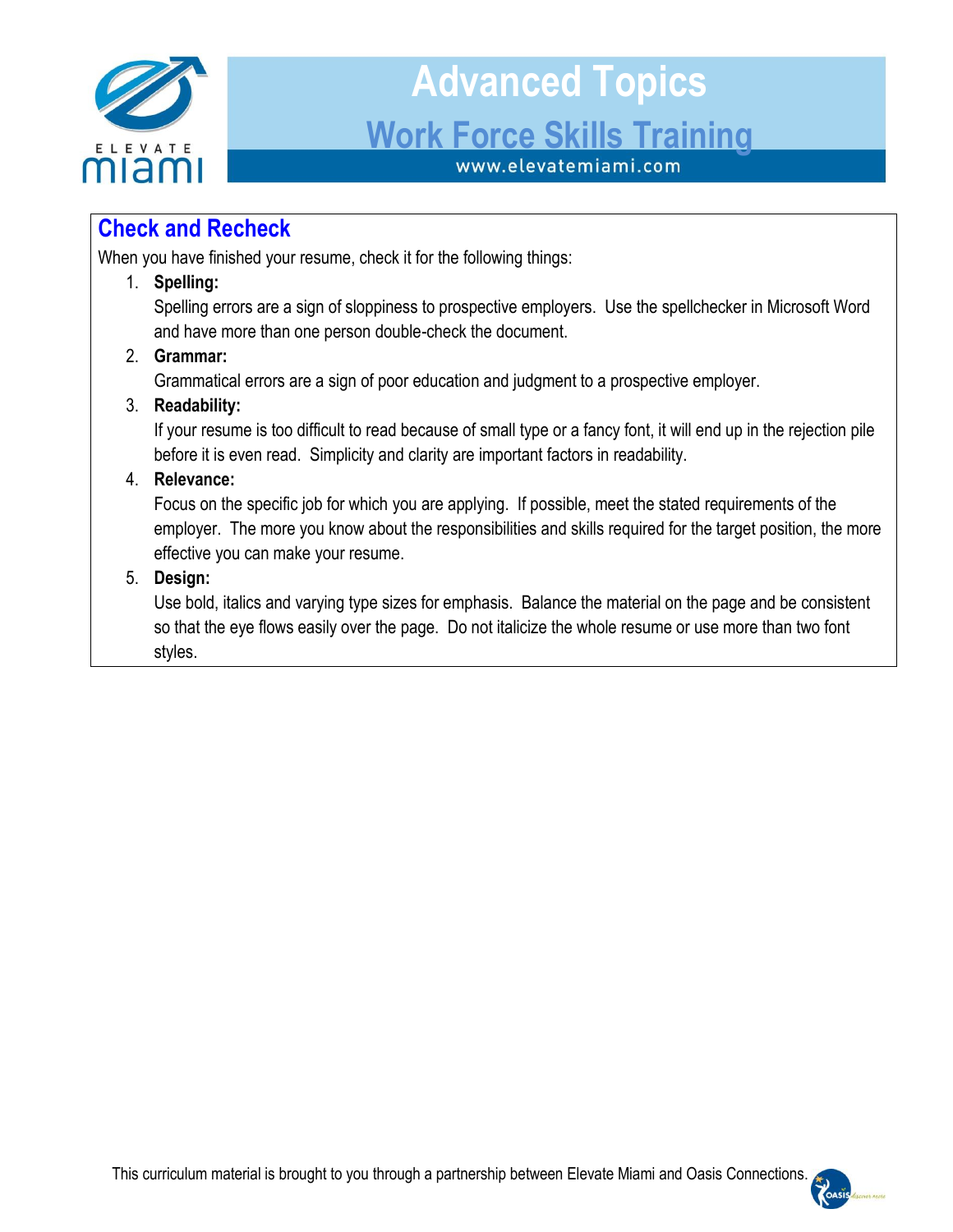## Check and Recheck

When you have finished your resume, check it for the following things:

1. **Spelling:**
   Spelling errors are a sign of sloppiness to prospective employers. Use the spellchecker in Microsoft Word and have more than one person double-check the document.
2. **Grammar:**
   Grammatical errors are a sign of poor education and judgment to a prospective employer.
3. **Readability:**
   If your resume is too difficult to read because of small type or a fancy font, it will end up in the rejection pile before it is even read. Simplicity and clarity are important factors in readability.
4. **Relevance:**
   Focus on the specific job for which you are applying. If possible, meet the stated requirements of the employer. The more you know about the responsibilities and skills required for the target position, the more effective you can make your resume.
5. **Design:**
   Use bold, italics and varying type sizes for emphasis. Balance the material on the page and be consistent so that the eye flows easily over the page. Do not italicize the whole resume or use more than two font styles.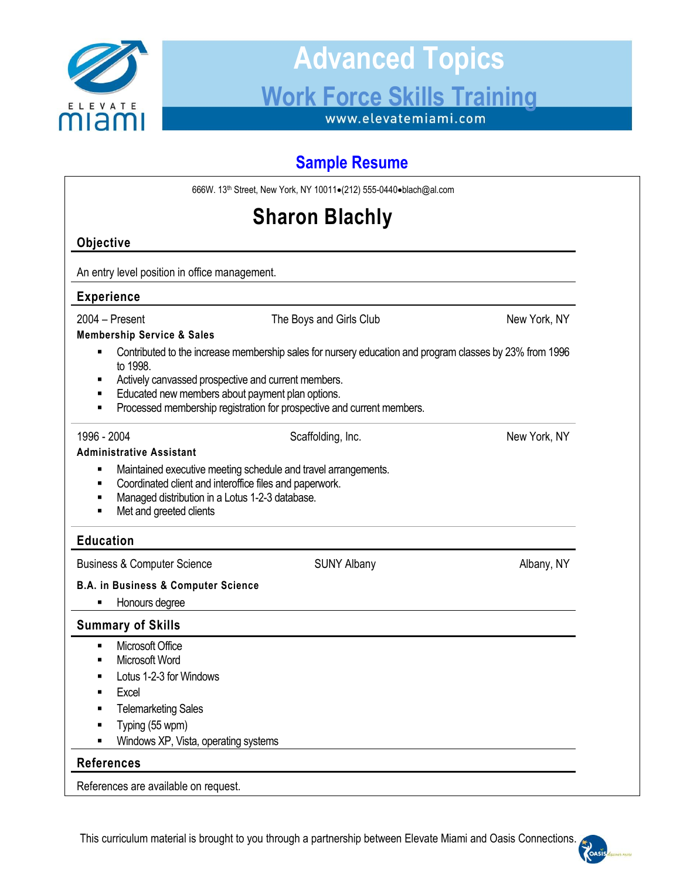# Sample Resume

666W. 13th Street, New York, NY 10011•(212) 555-0440•blach@al.com

## Sharon Blachly

### Objective

An entry level position in office management.

### Experience

2004 – Present | The Boys and Girls Club | New York, NY

**Membership Service & Sales**

- Contributed to the increase membership sales for nursery education and program classes by 23% from 1996 to 1998.
- Actively canvassed prospective and current members.
- Educated new members about payment plan options.
- Processed membership registration for prospective and current members.

1996 - 2004 | Scaffolding, Inc. | New York, NY

**Administrative Assistant**

- Maintained executive meeting schedule and travel arrangements.
- Coordinated client and interoffice files and paperwork.
- Managed distribution in a Lotus 1-2-3 database.
- Met and greeted clients

### Education

Business & Computer Science | SUNY Albany | Albany, NY

**B.A. in Business & Computer Science**

- Honours degree

### Summary of Skills

- Microsoft Office
- Microsoft Word
- Lotus 1-2-3 for Windows
- Excel
- Telemarketing Sales
- Typing (55 wpm)
- Windows XP, Vista, operating systems

### References

References are available on request.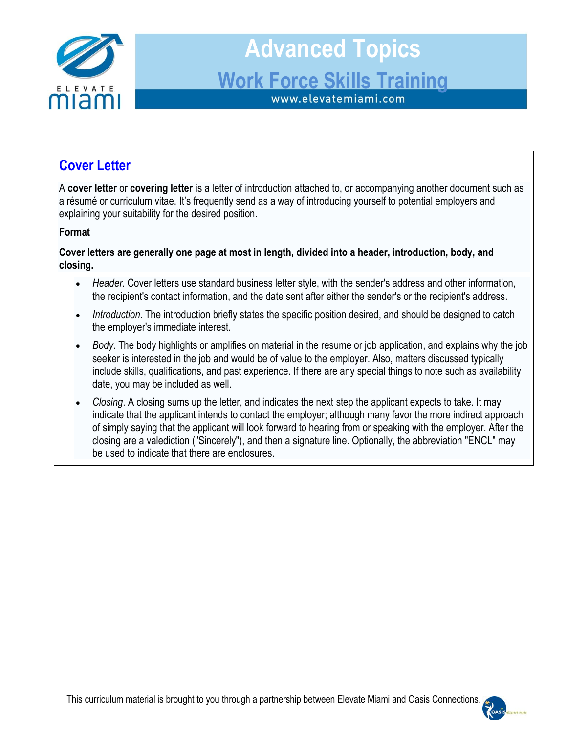## Cover Letter

A **cover letter** or **covering letter** is a letter of introduction attached to, or accompanying another document such as a résumé or curriculum vitae. It's frequently send as a way of introducing yourself to potential employers and explaining your suitability for the desired position.

**Format**

**Cover letters are generally one page at most in length, divided into a header, introduction, body, and closing.**

- *Header*. Cover letters use standard business letter style, with the sender's address and other information, the recipient's contact information, and the date sent after either the sender's or the recipient's address.
- *Introduction*. The introduction briefly states the specific position desired, and should be designed to catch the employer's immediate interest.
- *Body*. The body highlights or amplifies on material in the resume or job application, and explains why the job seeker is interested in the job and would be of value to the employer. Also, matters discussed typically include skills, qualifications, and past experience. If there are any special things to note such as availability date, you may be included as well.
- *Closing*. A closing sums up the letter, and indicates the next step the applicant expects to take. It may indicate that the applicant intends to contact the employer; although many favor the more indirect approach of simply saying that the applicant will look forward to hearing from or speaking with the employer. After the closing are a valediction ("Sincerely"), and then a signature line. Optionally, the abbreviation "ENCL" may be used to indicate that there are enclosures.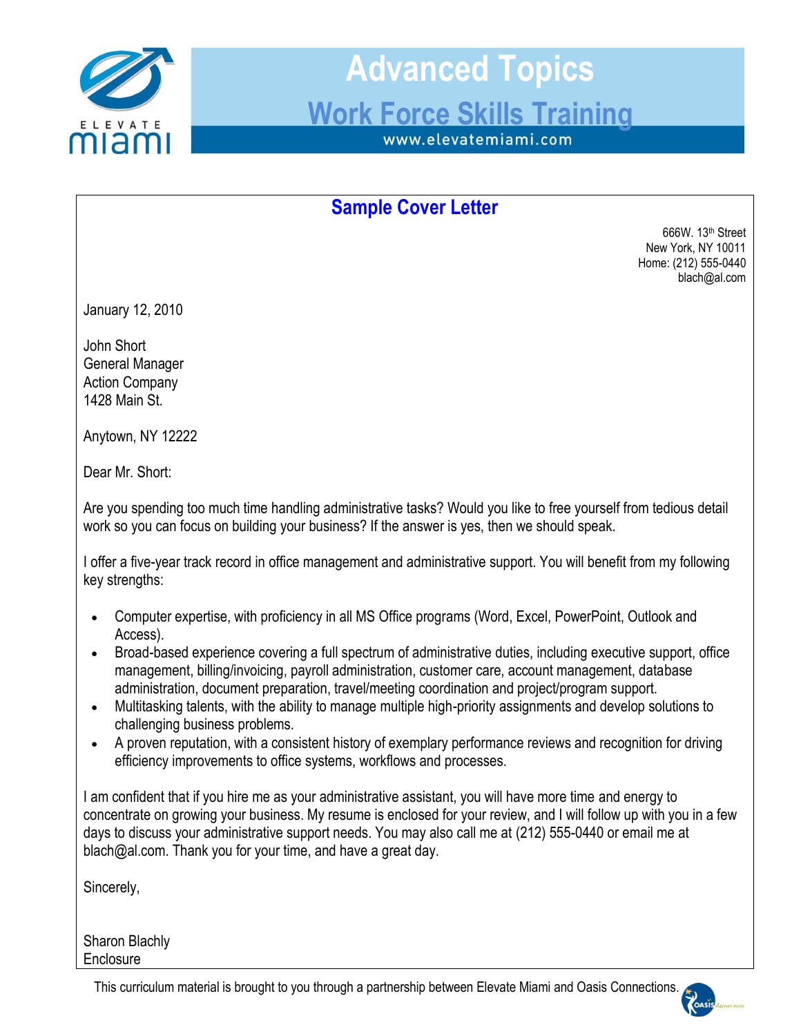## Sample Cover Letter

666W. 13th Street
New York, NY 10011
Home: (212) 555-0440
blach@al.com

January 12, 2010

John Short
General Manager
Action Company
1428 Main St.

Anytown, NY 12222

Dear Mr. Short:

Are you spending too much time handling administrative tasks? Would you like to free yourself from tedious detail work so you can focus on building your business? If the answer is yes, then we should speak.

I offer a five-year track record in office management and administrative support. You will benefit from my following key strengths:

- Computer expertise, with proficiency in all MS Office programs (Word, Excel, PowerPoint, Outlook and Access).
- Broad-based experience covering a full spectrum of administrative duties, including executive support, office management, billing/invoicing, payroll administration, customer care, account management, database administration, document preparation, travel/meeting coordination and project/program support.
- Multitasking talents, with the ability to manage multiple high-priority assignments and develop solutions to challenging business problems.
- A proven reputation, with a consistent history of exemplary performance reviews and recognition for driving efficiency improvements to office systems, workflows and processes.

I am confident that if you hire me as your administrative assistant, you will have more time and energy to concentrate on growing your business. My resume is enclosed for your review, and I will follow up with you in a few days to discuss your administrative support needs. You may also call me at (212) 555-0440 or email me at blach@al.com. Thank you for your time, and have a great day.

Sincerely,

Sharon Blachly
Enclosure

This curriculum material is brought to you through a partnership between Elevate Miami and Oasis Connections.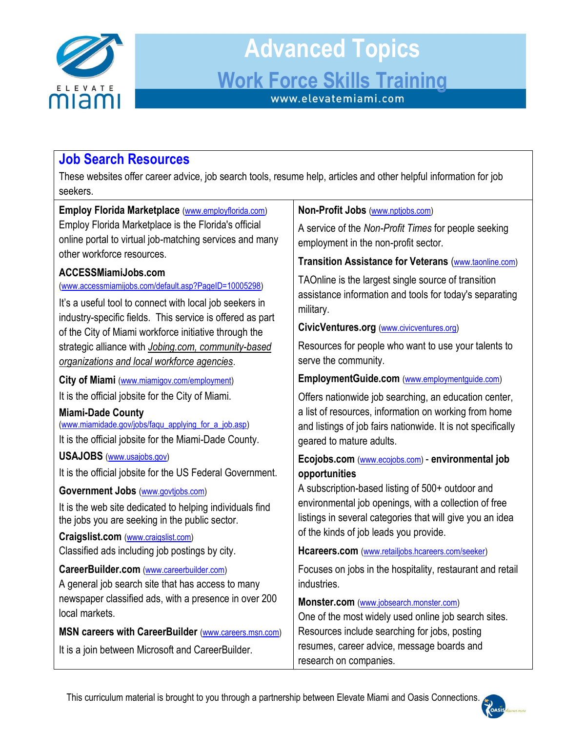# Advanced Topics

## Work Force Skills Training

www.elevatemiami.com

## Job Search Resources

These websites offer career advice, job search tools, resume help, articles and other helpful information for job seekers.

**Employ Florida Marketplace** (www.employflorida.com)
Employ Florida Marketplace is the Florida's official online portal to virtual job-matching services and many other workforce resources.

**ACCESSMiamiJobs.com**
(www.accessmiamijobs.com/default.asp?PageID=10005298)

It's a useful tool to connect with local job seekers in industry-specific fields. This service is offered as part of the City of Miami workforce initiative through the strategic alliance with *Jobing.com, community-based organizations and local workforce agencies*.

**City of Miami** (www.miamigov.com/employment)

It is the official jobsite for the City of Miami.

**Miami-Dade County**
(www.miamidade.gov/jobs/faqu_applying_for_a_job.asp)
It is the official jobsite for the Miami-Dade County.

**USAJOBS** (www.usajobs.gov)

It is the official jobsite for the US Federal Government.

**Government Jobs** (www.govtjobs.com)

It is the web site dedicated to helping individuals find the jobs you are seeking in the public sector.

**Craigslist.com** (www.craigslist.com)
Classified ads including job postings by city.

**CareerBuilder.com** (www.careerbuilder.com)
A general job search site that has access to many newspaper classified ads, with a presence in over 200 local markets.

**MSN careers with CareerBuilder** (www.careers.msn.com)

It is a join between Microsoft and CareerBuilder.

**Non-Profit Jobs** (www.nptjobs.com)

A service of the *Non-Profit Times* for people seeking employment in the non-profit sector.

**Transition Assistance for Veterans** (www.taonline.com)

TAOnline is the largest single source of transition assistance information and tools for today's separating military.

**CivicVentures.org** (www.civicventures.org)

Resources for people who want to use your talents to serve the community.

**EmploymentGuide.com** (www.employmentguide.com)

Offers nationwide job searching, an education center, a list of resources, information on working from home and listings of job fairs nationwide. It is not specifically geared to mature adults.

**Ecojobs.com** (www.ecojobs.com) - **environmental job opportunities**
A subscription-based listing of 500+ outdoor and environmental job openings, with a collection of free listings in several categories that will give you an idea of the kinds of job leads you provide.

**Hcareers.com** (www.retailjobs.hcareers.com/seeker)

Focuses on jobs in the hospitality, restaurant and retail industries.

**Monster.com** (www.jobsearch.monster.com)
One of the most widely used online job search sites. Resources include searching for jobs, posting resumes, career advice, message boards and research on companies.

This curriculum material is brought to you through a partnership between Elevate Miami and Oasis Connections.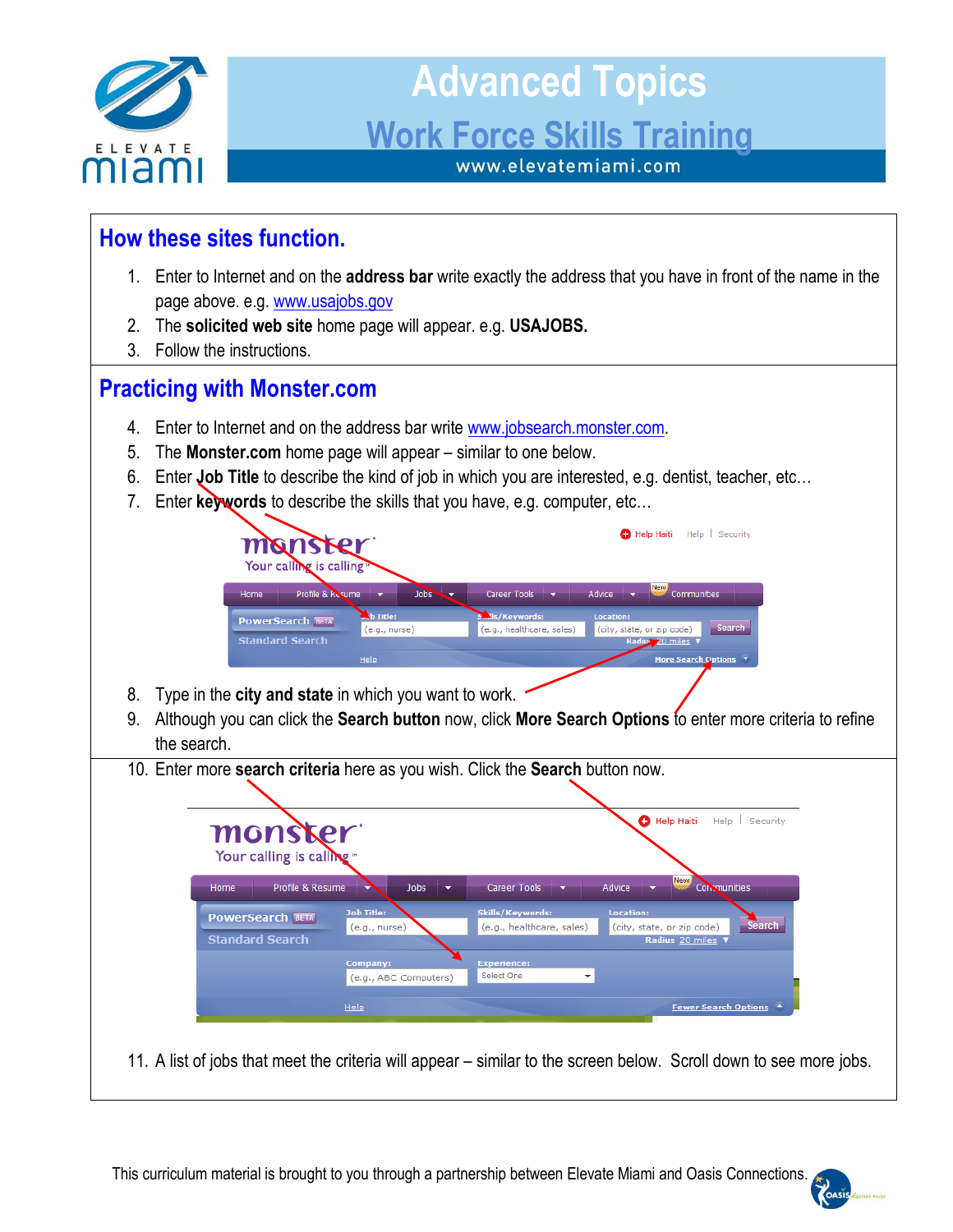# Advanced Topics

## Work Force Skills Training

www.elevatemiami.com

## How these sites function.

1. Enter to Internet and on the **address bar** write exactly the address that you have in front of the name in the page above. e.g. www.usajobs.gov
2. The **solicited web site** home page will appear. e.g. **USAJOBS.**
3. Follow the instructions.

## Practicing with Monster.com

4. Enter to Internet and on the address bar write www.jobsearch.monster.com.
5. The **Monster.com** home page will appear – similar to one below.
6. Enter **Job Title** to describe the kind of job in which you are interested, e.g. dentist, teacher, etc…
7. Enter **keywords** to describe the skills that you have, e.g. computer, etc…

8. Type in the **city and state** in which you want to work.
9. Although you can click the **Search button** now, click **More Search Options** to enter more criteria to refine the search.

10. Enter more **search criteria** here as you wish. Click the **Search** button now.

11. A list of jobs that meet the criteria will appear – similar to the screen below. Scroll down to see more jobs.

This curriculum material is brought to you through a partnership between Elevate Miami and Oasis Connections.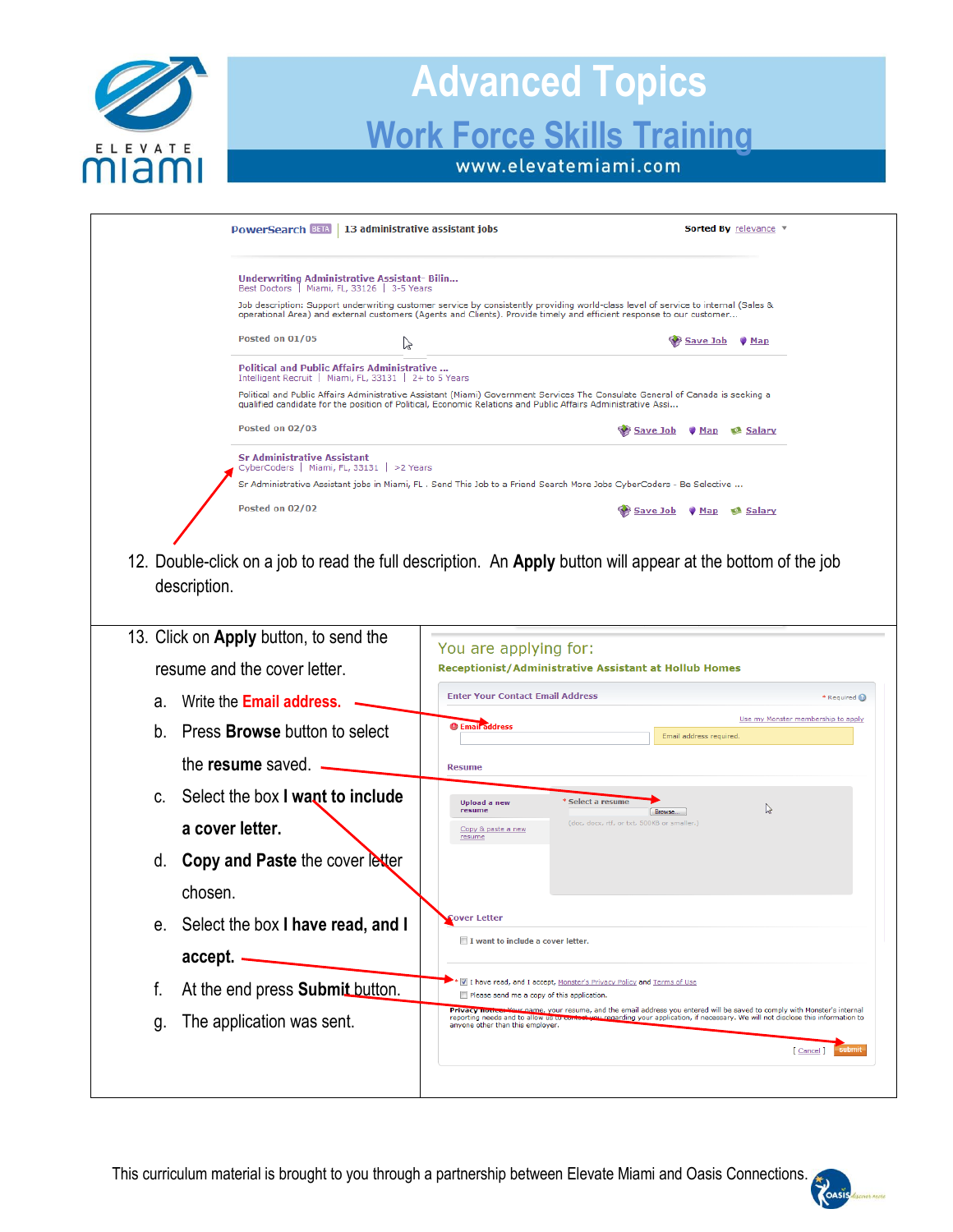PowerSearch BETA | 13 administrative assistant jobs Sorted By relevance

**Underwriting Administrative Assistant- Bilin...**
Best Doctors | Miami, FL, 33126 | 3-5 Years

Job description: Support underwriting customer service by consistently providing world-class level of service to internal (Sales & operational Area) and external customers (Agents and Clients). Provide timely and efficient response to our customer...

Posted on 01/05 Save Job Map

**Political and Public Affairs Administrative ...**
Intelligent Recruit | Miami, FL, 33131 | 2+ to 5 Years

Political and Public Affairs Administrative Assistant (Miami) Government Services The Consulate General of Canada is seeking a qualified candidate for the position of Political, Economic Relations and Public Affairs Administrative Assi...

Posted on 02/03 Save Job Map Salary

**Sr Administrative Assistant**
CyberCoders | Miami, FL, 33131 | >2 Years

Sr Administrative Assistant jobs in Miami, FL . Send This Job to a Friend Search More Jobs CyberCoders - Be Selective ...

Posted on 02/02 Save Job Map Salary

12. Double-click on a job to read the full description. An **Apply** button will appear at the bottom of the job description.

13. Click on **Apply** button, to send the resume and the cover letter.
    a. Write the **Email address.**
    b. Press **Browse** button to select the **resume** saved.
    c. Select the box **I want to include a cover letter.**
    d. **Copy and Paste** the cover letter chosen.
    e. Select the box **I have read, and I accept.**
    f. At the end press **Submit** button.
    g. The application was sent.

You are applying for:
**Receptionist/Administrative Assistant at Hollub Homes**

Enter Your Contact Email Address * Required

Use my Monster membership to apply

Email address — Email address required.

Resume

Upload a new resume | * Select a resume [Browse...] (doc, docx, rtf, or txt. 500KB or smaller.)

Copy & paste a new resume

Cover Letter

☐ I want to include a cover letter.

☑ I have read, and I accept, Monster's Privacy Policy and Terms of Use

☐ Please send me a copy of this application.

Privacy Notice: Your name, your resume, and the email address you entered will be saved to comply with Monster's internal reporting needs and to allow us to contact you regarding your application, if necessary. We will not disclose this information to anyone other than this employer.

[ Cancel ] submit

This curriculum material is brought to you through a partnership between Elevate Miami and Oasis Connections.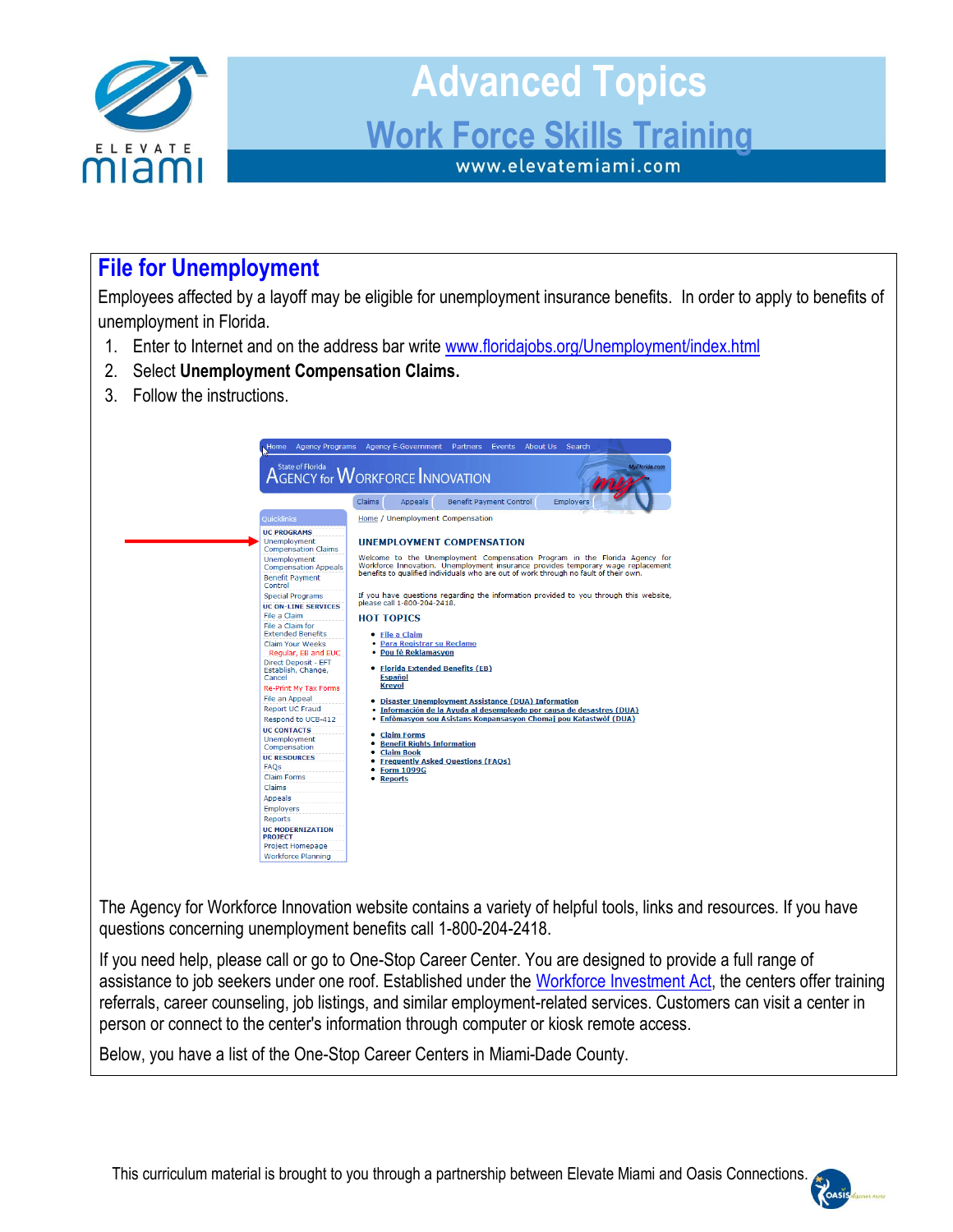## File for Unemployment

Employees affected by a layoff may be eligible for unemployment insurance benefits. In order to apply to benefits of unemployment in Florida.

1. Enter to Internet and on the address bar write www.floridajobs.org/Unemployment/index.html
2. Select **Unemployment Compensation Claims.**
3. Follow the instructions.

The Agency for Workforce Innovation website contains a variety of helpful tools, links and resources. If you have questions concerning unemployment benefits call 1-800-204-2418.

If you need help, please call or go to One-Stop Career Center. You are designed to provide a full range of assistance to job seekers under one roof. Established under the Workforce Investment Act, the centers offer training referrals, career counseling, job listings, and similar employment-related services. Customers can visit a center in person or connect to the center's information through computer or kiosk remote access.

Below, you have a list of the One-Stop Career Centers in Miami-Dade County.

This curriculum material is brought to you through a partnership between Elevate Miami and Oasis Connections.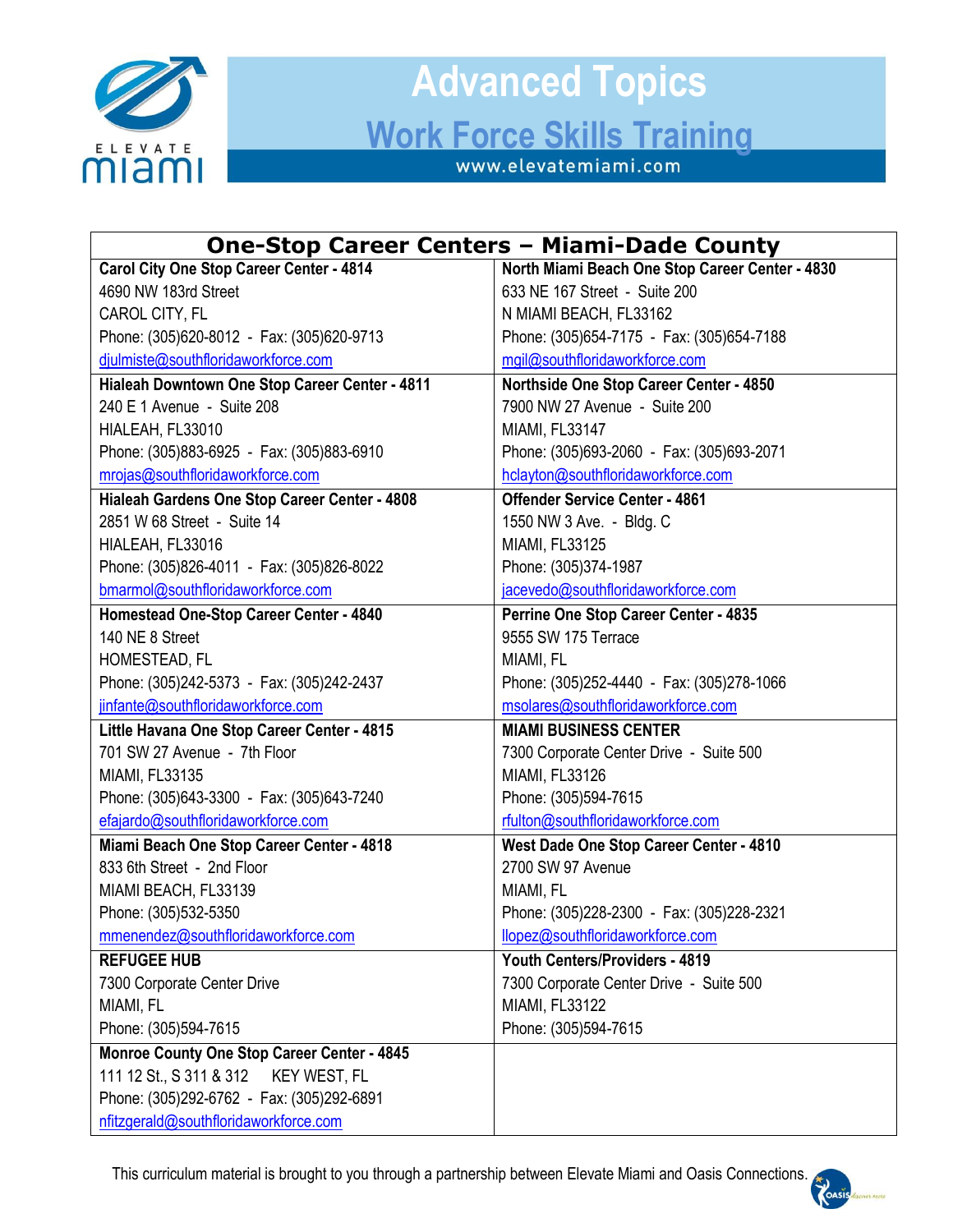# Advanced Topics

## Work Force Skills Training

www.elevatemiami.com

| One-Stop Career Centers – Miami-Dade County | |
|---|---|
| **Carol City One Stop Career Center - 4814**<br>4690 NW 183rd Street<br>CAROL CITY, FL<br>Phone: (305)620-8012 - Fax: (305)620-9713<br>djulmiste@southfloridaworkforce.com | **North Miami Beach One Stop Career Center - 4830**<br>633 NE 167 Street - Suite 200<br>N MIAMI BEACH, FL33162<br>Phone: (305)654-7175 - Fax: (305)654-7188<br>mgil@southfloridaworkforce.com |
| **Hialeah Downtown One Stop Career Center - 4811**<br>240 E 1 Avenue - Suite 208<br>HIALEAH, FL33010<br>Phone: (305)883-6925 - Fax: (305)883-6910<br>mrojas@southfloridaworkforce.com | **Northside One Stop Career Center - 4850**<br>7900 NW 27 Avenue - Suite 200<br>MIAMI, FL33147<br>Phone: (305)693-2060 - Fax: (305)693-2071<br>hclayton@southfloridaworkforce.com |
| **Hialeah Gardens One Stop Career Center - 4808**<br>2851 W 68 Street - Suite 14<br>HIALEAH, FL33016<br>Phone: (305)826-4011 - Fax: (305)826-8022<br>bmarmol@southfloridaworkforce.com | **Offender Service Center - 4861**<br>1550 NW 3 Ave. - Bldg. C<br>MIAMI, FL33125<br>Phone: (305)374-1987<br>jacevedo@southfloridaworkforce.com |
| **Homestead One-Stop Career Center - 4840**<br>140 NE 8 Street<br>HOMESTEAD, FL<br>Phone: (305)242-5373 - Fax: (305)242-2437<br>jinfante@southfloridaworkforce.com | **Perrine One Stop Career Center - 4835**<br>9555 SW 175 Terrace<br>MIAMI, FL<br>Phone: (305)252-4440 - Fax: (305)278-1066<br>msolares@southfloridaworkforce.com |
| **Little Havana One Stop Career Center - 4815**<br>701 SW 27 Avenue - 7th Floor<br>MIAMI, FL33135<br>Phone: (305)643-3300 - Fax: (305)643-7240<br>efajardo@southfloridaworkforce.com | **MIAMI BUSINESS CENTER**<br>7300 Corporate Center Drive - Suite 500<br>MIAMI, FL33126<br>Phone: (305)594-7615<br>rfulton@southfloridaworkforce.com |
| **Miami Beach One Stop Career Center - 4818**<br>833 6th Street - 2nd Floor<br>MIAMI BEACH, FL33139<br>Phone: (305)532-5350<br>mmenendez@southfloridaworkforce.com | **West Dade One Stop Career Center - 4810**<br>2700 SW 97 Avenue<br>MIAMI, FL<br>Phone: (305)228-2300 - Fax: (305)228-2321<br>llopez@southfloridaworkforce.com |
| **REFUGEE HUB**<br>7300 Corporate Center Drive<br>MIAMI, FL<br>Phone: (305)594-7615 | **Youth Centers/Providers - 4819**<br>7300 Corporate Center Drive - Suite 500<br>MIAMI, FL33122<br>Phone: (305)594-7615 |
| **Monroe County One Stop Career Center - 4845**<br>111 12 St., S 311 & 312 KEY WEST, FL<br>Phone: (305)292-6762 - Fax: (305)292-6891<br>nfitzgerald@southfloridaworkforce.com | |

This curriculum material is brought to you through a partnership between Elevate Miami and Oasis Connections.